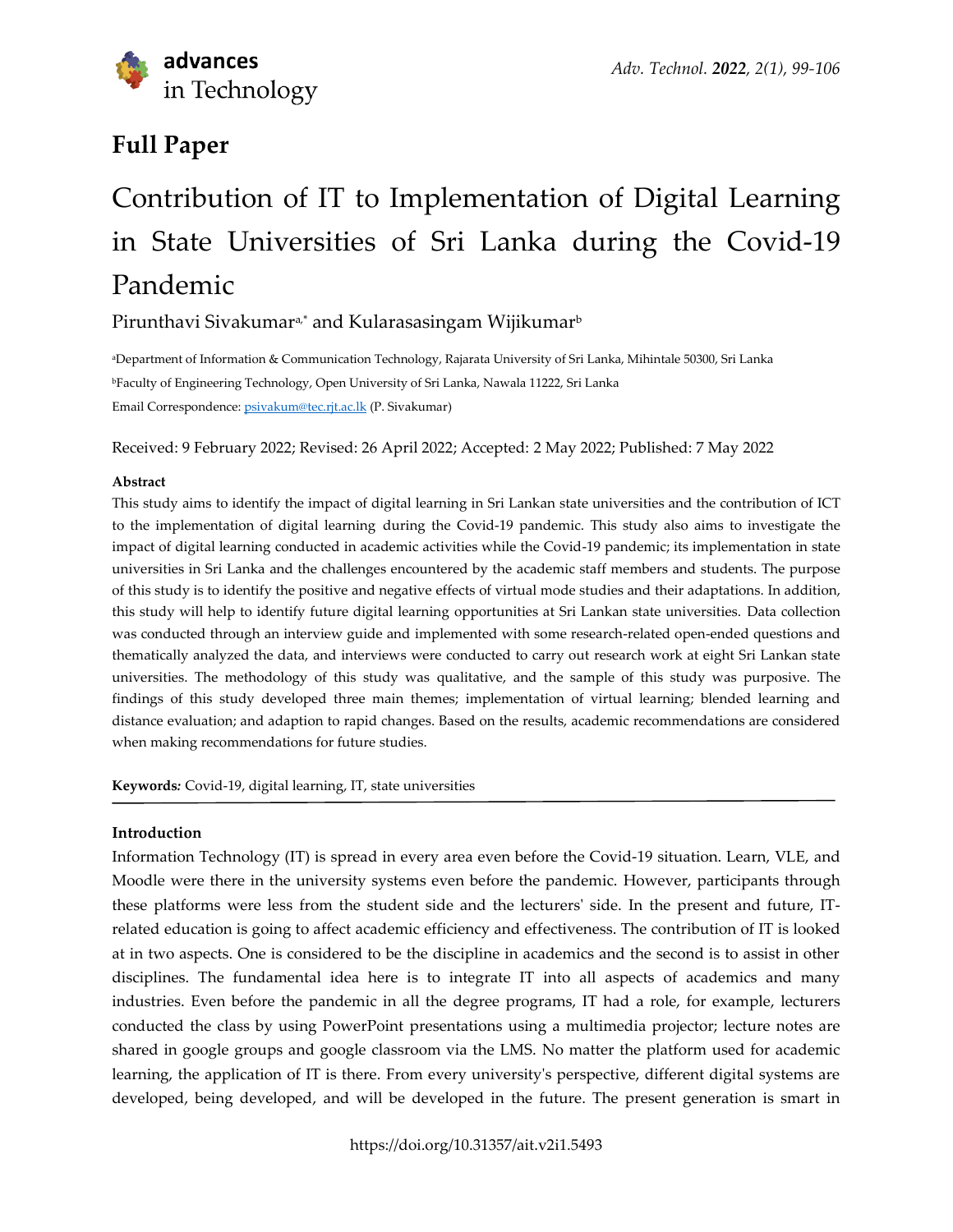**Full Paper**

# Contribution of IT to Implementation of Digital Learning in State Universities of Sri Lanka during the Covid-19 Pandemic

Pirunthavi Sivakumar[a,*] and Kularasasingam Wijikumar[b]

[a]Department of Information & Communication Technology, Rajarata University of Sri Lanka, Mihintale 50300, Sri Lanka

[b]Faculty of Engineering Technology, Open University of Sri Lanka, Nawala 11222, Sri Lanka

Email Correspondence: psivakum@tec.rjt.ac.lk (P. Sivakumar)

Received: 9 February 2022; Revised: 26 April 2022; Accepted: 2 May 2022; Published: 7 May 2022

**Abstract**

This study aims to identify the impact of digital learning in Sri Lankan state universities and the contribution of ICT to the implementation of digital learning during the Covid-19 pandemic. This study also aims to investigate the impact of digital learning conducted in academic activities while the Covid-19 pandemic; its implementation in state universities in Sri Lanka and the challenges encountered by the academic staff members and students. The purpose of this study is to identify the positive and negative effects of virtual mode studies and their adaptations. In addition, this study will help to identify future digital learning opportunities at Sri Lankan state universities. Data collection was conducted through an interview guide and implemented with some research-related open-ended questions and thematically analyzed the data, and interviews were conducted to carry out research work at eight Sri Lankan state universities. The methodology of this study was qualitative, and the sample of this study was purposive. The findings of this study developed three main themes; implementation of virtual learning; blended learning and distance evaluation; and adaption to rapid changes. Based on the results, academic recommendations are considered when making recommendations for future studies.

**Keywords***:* Covid-19, digital learning, IT, state universities

## Introduction

Information Technology (IT) is spread in every area even before the Covid-19 situation. Learn, VLE, and Moodle were there in the university systems even before the pandemic. However, participants through these platforms were less from the student side and the lecturers' side. In the present and future, IT-related education is going to affect academic efficiency and effectiveness. The contribution of IT is looked at in two aspects. One is considered to be the discipline in academics and the second is to assist in other disciplines. The fundamental idea here is to integrate IT into all aspects of academics and many industries. Even before the pandemic in all the degree programs, IT had a role, for example, lecturers conducted the class by using PowerPoint presentations using a multimedia projector; lecture notes are shared in google groups and google classroom via the LMS. No matter the platform used for academic learning, the application of IT is there. From every university's perspective, different digital systems are developed, being developed, and will be developed in the future. The present generation is smart in

https://doi.org/10.31357/ait.v2i1.5493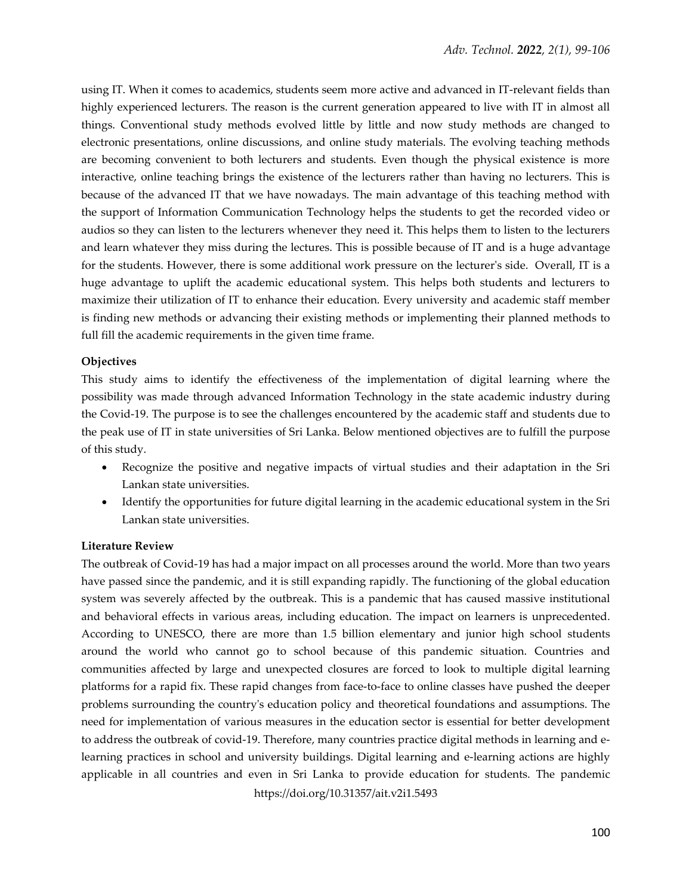using IT. When it comes to academics, students seem more active and advanced in IT-relevant fields than highly experienced lecturers. The reason is the current generation appeared to live with IT in almost all things. Conventional study methods evolved little by little and now study methods are changed to electronic presentations, online discussions, and online study materials. The evolving teaching methods are becoming convenient to both lecturers and students. Even though the physical existence is more interactive, online teaching brings the existence of the lecturers rather than having no lecturers. This is because of the advanced IT that we have nowadays. The main advantage of this teaching method with the support of Information Communication Technology helps the students to get the recorded video or audios so they can listen to the lecturers whenever they need it. This helps them to listen to the lecturers and learn whatever they miss during the lectures. This is possible because of IT and is a huge advantage for the students. However, there is some additional work pressure on the lecturer's side. Overall, IT is a huge advantage to uplift the academic educational system. This helps both students and lecturers to maximize their utilization of IT to enhance their education. Every university and academic staff member is finding new methods or advancing their existing methods or implementing their planned methods to full fill the academic requirements in the given time frame.

**Objectives**

This study aims to identify the effectiveness of the implementation of digital learning where the possibility was made through advanced Information Technology in the state academic industry during the Covid-19. The purpose is to see the challenges encountered by the academic staff and students due to the peak use of IT in state universities of Sri Lanka. Below mentioned objectives are to fulfill the purpose of this study.

- Recognize the positive and negative impacts of virtual studies and their adaptation in the Sri Lankan state universities.
- Identify the opportunities for future digital learning in the academic educational system in the Sri Lankan state universities.

**Literature Review**

The outbreak of Covid-19 has had a major impact on all processes around the world. More than two years have passed since the pandemic, and it is still expanding rapidly. The functioning of the global education system was severely affected by the outbreak. This is a pandemic that has caused massive institutional and behavioral effects in various areas, including education. The impact on learners is unprecedented. According to UNESCO, there are more than 1.5 billion elementary and junior high school students around the world who cannot go to school because of this pandemic situation. Countries and communities affected by large and unexpected closures are forced to look to multiple digital learning platforms for a rapid fix. These rapid changes from face-to-face to online classes have pushed the deeper problems surrounding the country's education policy and theoretical foundations and assumptions. The need for implementation of various measures in the education sector is essential for better development to address the outbreak of covid-19. Therefore, many countries practice digital methods in learning and e-learning practices in school and university buildings. Digital learning and e-learning actions are highly applicable in all countries and even in Sri Lanka to provide education for students. The pandemic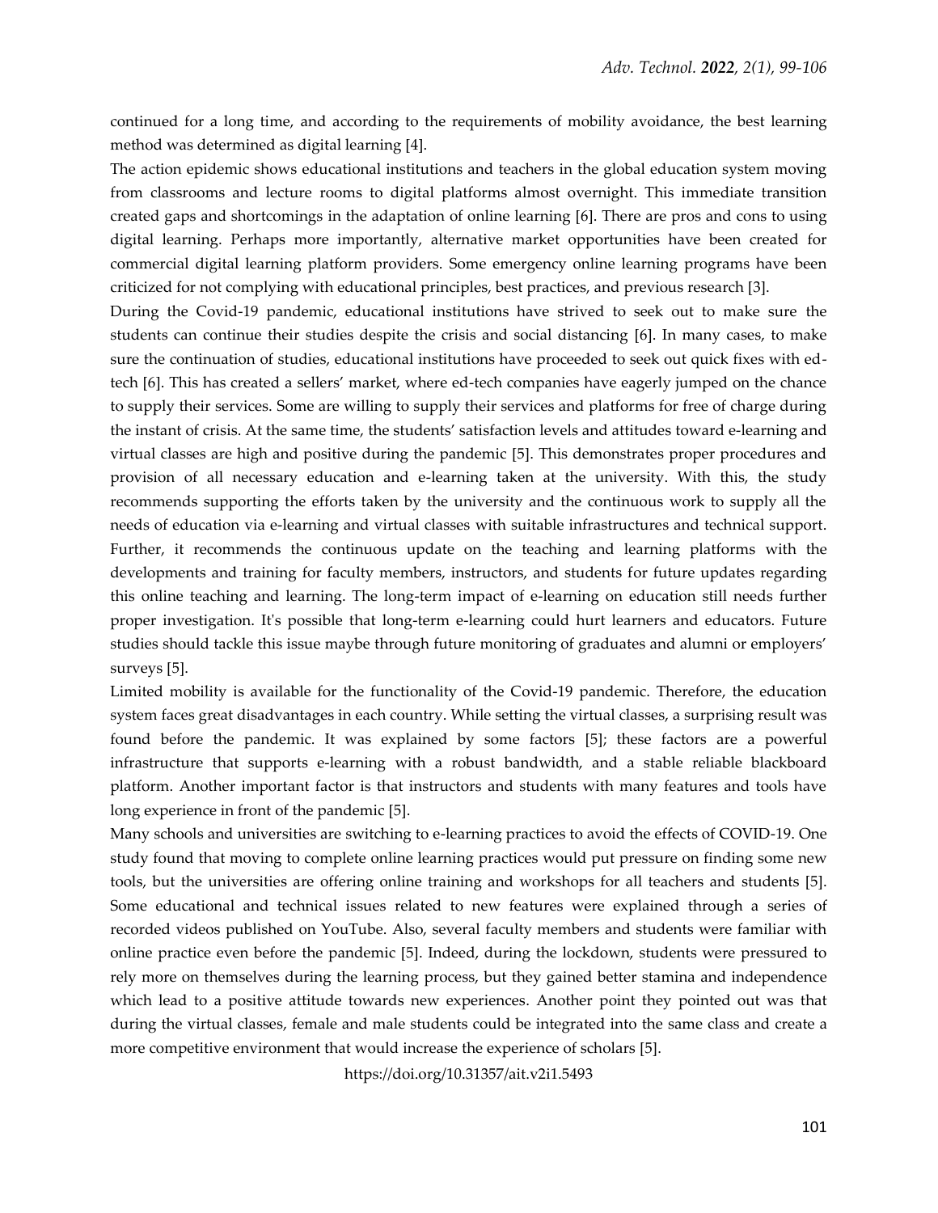continued for a long time, and according to the requirements of mobility avoidance, the best learning method was determined as digital learning [4].

The action epidemic shows educational institutions and teachers in the global education system moving from classrooms and lecture rooms to digital platforms almost overnight. This immediate transition created gaps and shortcomings in the adaptation of online learning [6]. There are pros and cons to using digital learning. Perhaps more importantly, alternative market opportunities have been created for commercial digital learning platform providers. Some emergency online learning programs have been criticized for not complying with educational principles, best practices, and previous research [3].

During the Covid-19 pandemic, educational institutions have strived to seek out to make sure the students can continue their studies despite the crisis and social distancing [6]. In many cases, to make sure the continuation of studies, educational institutions have proceeded to seek out quick fixes with ed-tech [6]. This has created a sellers' market, where ed-tech companies have eagerly jumped on the chance to supply their services. Some are willing to supply their services and platforms for free of charge during the instant of crisis. At the same time, the students' satisfaction levels and attitudes toward e-learning and virtual classes are high and positive during the pandemic [5]. This demonstrates proper procedures and provision of all necessary education and e-learning taken at the university. With this, the study recommends supporting the efforts taken by the university and the continuous work to supply all the needs of education via e-learning and virtual classes with suitable infrastructures and technical support. Further, it recommends the continuous update on the teaching and learning platforms with the developments and training for faculty members, instructors, and students for future updates regarding this online teaching and learning. The long-term impact of e-learning on education still needs further proper investigation. It's possible that long-term e-learning could hurt learners and educators. Future studies should tackle this issue maybe through future monitoring of graduates and alumni or employers' surveys [5].

Limited mobility is available for the functionality of the Covid-19 pandemic. Therefore, the education system faces great disadvantages in each country. While setting the virtual classes, a surprising result was found before the pandemic. It was explained by some factors [5]; these factors are a powerful infrastructure that supports e-learning with a robust bandwidth, and a stable reliable blackboard platform. Another important factor is that instructors and students with many features and tools have long experience in front of the pandemic [5].

Many schools and universities are switching to e-learning practices to avoid the effects of COVID-19. One study found that moving to complete online learning practices would put pressure on finding some new tools, but the universities are offering online training and workshops for all teachers and students [5]. Some educational and technical issues related to new features were explained through a series of recorded videos published on YouTube. Also, several faculty members and students were familiar with online practice even before the pandemic [5]. Indeed, during the lockdown, students were pressured to rely more on themselves during the learning process, but they gained better stamina and independence which lead to a positive attitude towards new experiences. Another point they pointed out was that during the virtual classes, female and male students could be integrated into the same class and create a more competitive environment that would increase the experience of scholars [5].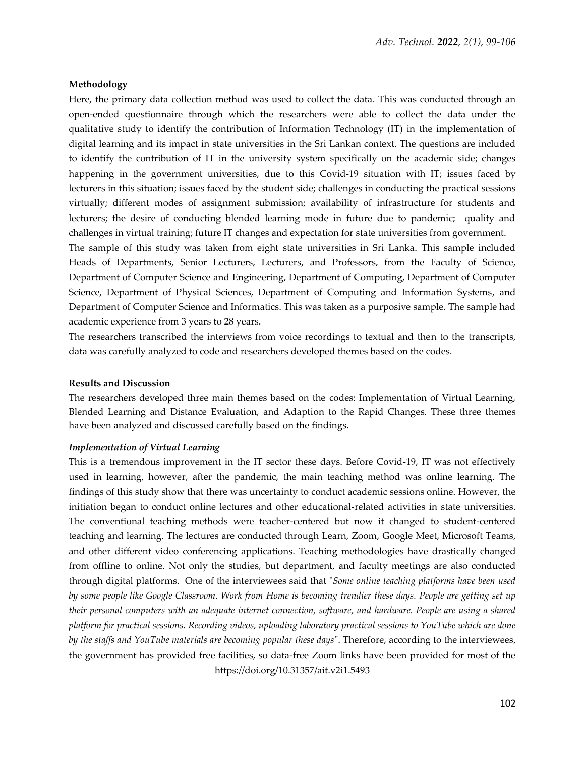**Methodology**

Here, the primary data collection method was used to collect the data. This was conducted through an open-ended questionnaire through which the researchers were able to collect the data under the qualitative study to identify the contribution of Information Technology (IT) in the implementation of digital learning and its impact in state universities in the Sri Lankan context. The questions are included to identify the contribution of IT in the university system specifically on the academic side; changes happening in the government universities, due to this Covid-19 situation with IT; issues faced by lecturers in this situation; issues faced by the student side; challenges in conducting the practical sessions virtually; different modes of assignment submission; availability of infrastructure for students and lecturers; the desire of conducting blended learning mode in future due to pandemic; quality and challenges in virtual training; future IT changes and expectation for state universities from government.

The sample of this study was taken from eight state universities in Sri Lanka. This sample included Heads of Departments, Senior Lecturers, Lecturers, and Professors, from the Faculty of Science, Department of Computer Science and Engineering, Department of Computing, Department of Computer Science, Department of Physical Sciences, Department of Computing and Information Systems, and Department of Computer Science and Informatics. This was taken as a purposive sample. The sample had academic experience from 3 years to 28 years.

The researchers transcribed the interviews from voice recordings to textual and then to the transcripts, data was carefully analyzed to code and researchers developed themes based on the codes.

**Results and Discussion**

The researchers developed three main themes based on the codes: Implementation of Virtual Learning, Blended Learning and Distance Evaluation, and Adaption to the Rapid Changes. These three themes have been analyzed and discussed carefully based on the findings.

***Implementation of Virtual Learning***

This is a tremendous improvement in the IT sector these days. Before Covid-19, IT was not effectively used in learning, however, after the pandemic, the main teaching method was online learning. The findings of this study show that there was uncertainty to conduct academic sessions online. However, the initiation began to conduct online lectures and other educational-related activities in state universities. The conventional teaching methods were teacher-centered but now it changed to student-centered teaching and learning. The lectures are conducted through Learn, Zoom, Google Meet, Microsoft Teams, and other different video conferencing applications. Teaching methodologies have drastically changed from offline to online. Not only the studies, but department, and faculty meetings are also conducted through digital platforms. One of the interviewees said that "*Some online teaching platforms have been used by some people like Google Classroom. Work from Home is becoming trendier these days. People are getting set up their personal computers with an adequate internet connection, software, and hardware. People are using a shared platform for practical sessions. Recording videos, uploading laboratory practical sessions to YouTube which are done by the staffs and YouTube materials are becoming popular these days*". Therefore, according to the interviewees, the government has provided free facilities, so data-free Zoom links have been provided for most of the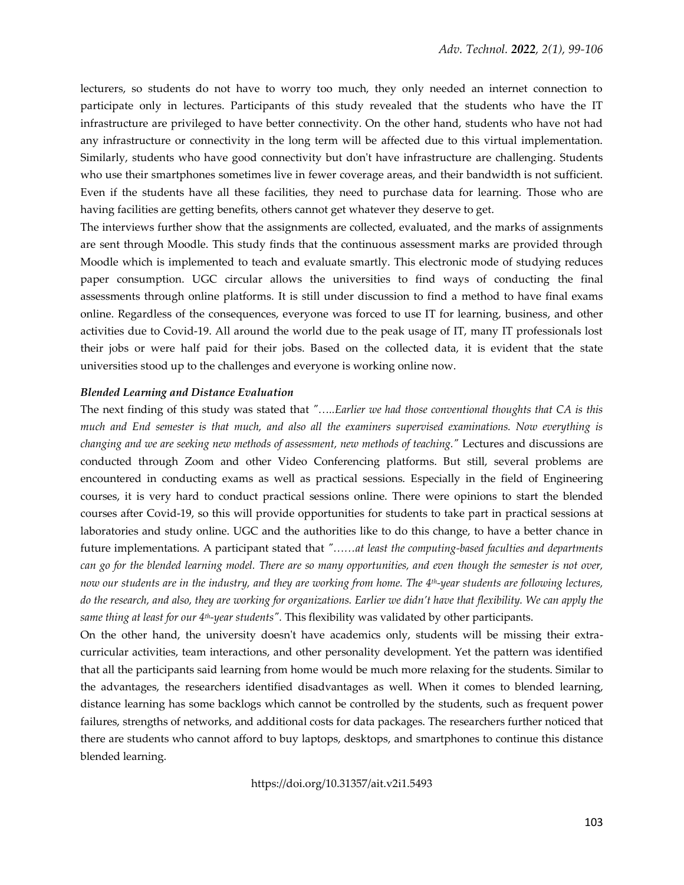lecturers, so students do not have to worry too much, they only needed an internet connection to participate only in lectures. Participants of this study revealed that the students who have the IT infrastructure are privileged to have better connectivity. On the other hand, students who have not had any infrastructure or connectivity in the long term will be affected due to this virtual implementation. Similarly, students who have good connectivity but don't have infrastructure are challenging. Students who use their smartphones sometimes live in fewer coverage areas, and their bandwidth is not sufficient. Even if the students have all these facilities, they need to purchase data for learning. Those who are having facilities are getting benefits, others cannot get whatever they deserve to get.

The interviews further show that the assignments are collected, evaluated, and the marks of assignments are sent through Moodle. This study finds that the continuous assessment marks are provided through Moodle which is implemented to teach and evaluate smartly. This electronic mode of studying reduces paper consumption. UGC circular allows the universities to find ways of conducting the final assessments through online platforms. It is still under discussion to find a method to have final exams online. Regardless of the consequences, everyone was forced to use IT for learning, business, and other activities due to Covid-19. All around the world due to the peak usage of IT, many IT professionals lost their jobs or were half paid for their jobs. Based on the collected data, it is evident that the state universities stood up to the challenges and everyone is working online now.

***Blended Learning and Distance Evaluation***

The next finding of this study was stated that *"…..Earlier we had those conventional thoughts that CA is this much and End semester is that much, and also all the examiners supervised examinations. Now everything is changing and we are seeking new methods of assessment, new methods of teaching."* Lectures and discussions are conducted through Zoom and other Video Conferencing platforms. But still, several problems are encountered in conducting exams as well as practical sessions. Especially in the field of Engineering courses, it is very hard to conduct practical sessions online. There were opinions to start the blended courses after Covid-19, so this will provide opportunities for students to take part in practical sessions at laboratories and study online. UGC and the authorities like to do this change, to have a better chance in future implementations. A participant stated that *"……at least the computing-based faculties and departments can go for the blended learning model. There are so many opportunities, and even though the semester is not over, now our students are in the industry, and they are working from home. The 4th-year students are following lectures, do the research, and also, they are working for organizations. Earlier we didn't have that flexibility. We can apply the same thing at least for our 4th-year students".* This flexibility was validated by other participants.

On the other hand, the university doesn't have academics only, students will be missing their extra-curricular activities, team interactions, and other personality development. Yet the pattern was identified that all the participants said learning from home would be much more relaxing for the students. Similar to the advantages, the researchers identified disadvantages as well. When it comes to blended learning, distance learning has some backlogs which cannot be controlled by the students, such as frequent power failures, strengths of networks, and additional costs for data packages. The researchers further noticed that there are students who cannot afford to buy laptops, desktops, and smartphones to continue this distance blended learning.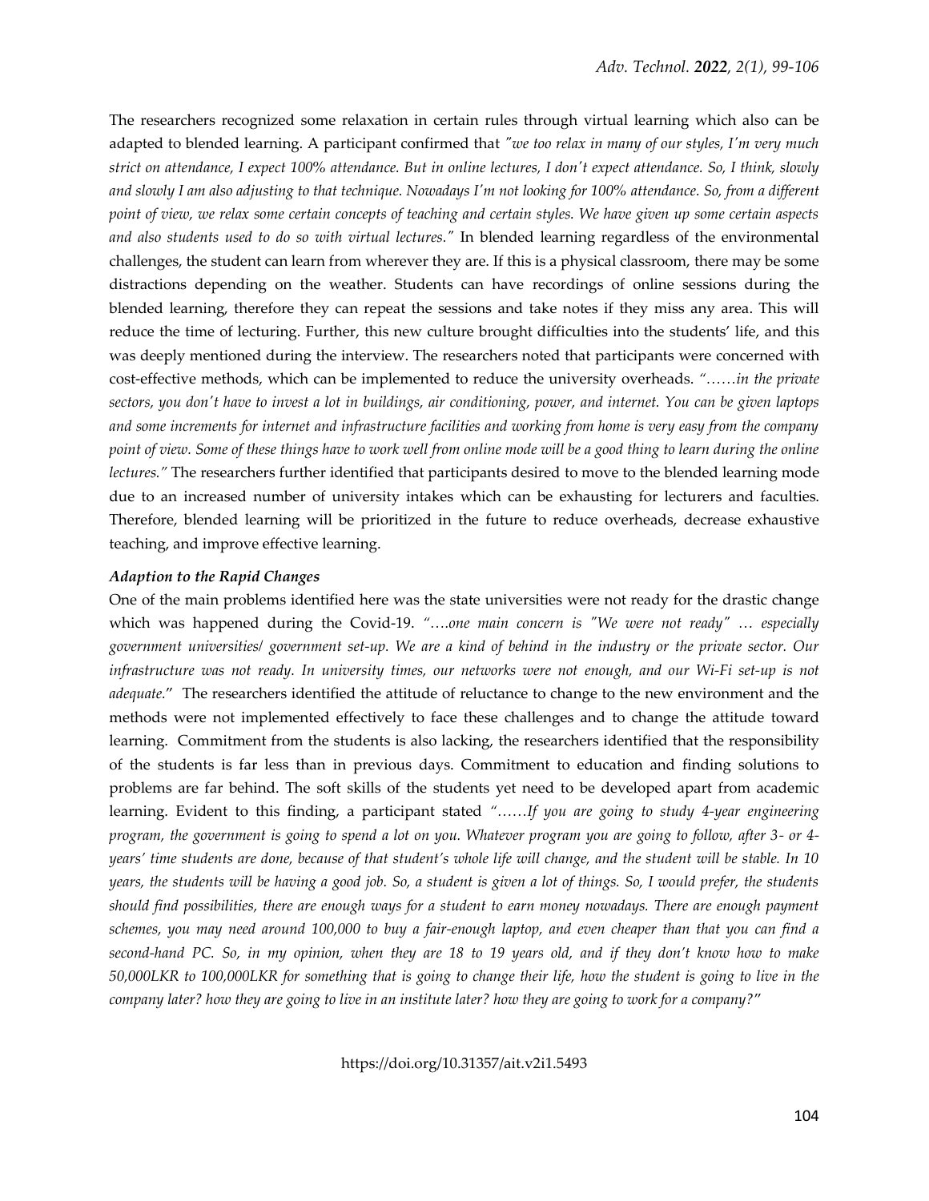The researchers recognized some relaxation in certain rules through virtual learning which also can be adapted to blended learning. A participant confirmed that *"we too relax in many of our styles, I'm very much strict on attendance, I expect 100% attendance. But in online lectures, I don't expect attendance. So, I think, slowly and slowly I am also adjusting to that technique. Nowadays I'm not looking for 100% attendance. So, from a different point of view, we relax some certain concepts of teaching and certain styles. We have given up some certain aspects and also students used to do so with virtual lectures."* In blended learning regardless of the environmental challenges, the student can learn from wherever they are. If this is a physical classroom, there may be some distractions depending on the weather. Students can have recordings of online sessions during the blended learning, therefore they can repeat the sessions and take notes if they miss any area. This will reduce the time of lecturing. Further, this new culture brought difficulties into the students' life, and this was deeply mentioned during the interview. The researchers noted that participants were concerned with cost-effective methods, which can be implemented to reduce the university overheads. *"……in the private sectors, you don't have to invest a lot in buildings, air conditioning, power, and internet. You can be given laptops and some increments for internet and infrastructure facilities and working from home is very easy from the company point of view. Some of these things have to work well from online mode will be a good thing to learn during the online lectures."* The researchers further identified that participants desired to move to the blended learning mode due to an increased number of university intakes which can be exhausting for lecturers and faculties. Therefore, blended learning will be prioritized in the future to reduce overheads, decrease exhaustive teaching, and improve effective learning.

***Adaption to the Rapid Changes***

One of the main problems identified here was the state universities were not ready for the drastic change which was happened during the Covid-19. *"….one main concern is "We were not ready" … especially government universities/ government set-up. We are a kind of behind in the industry or the private sector. Our infrastructure was not ready. In university times, our networks were not enough, and our Wi-Fi set-up is not adequate."* The researchers identified the attitude of reluctance to change to the new environment and the methods were not implemented effectively to face these challenges and to change the attitude toward learning. Commitment from the students is also lacking, the researchers identified that the responsibility of the students is far less than in previous days. Commitment to education and finding solutions to problems are far behind. The soft skills of the students yet need to be developed apart from academic learning. Evident to this finding, a participant stated *"……If you are going to study 4-year engineering program, the government is going to spend a lot on you. Whatever program you are going to follow, after 3- or 4-years' time students are done, because of that student's whole life will change, and the student will be stable. In 10 years, the students will be having a good job. So, a student is given a lot of things. So, I would prefer, the students should find possibilities, there are enough ways for a student to earn money nowadays. There are enough payment schemes, you may need around 100,000 to buy a fair-enough laptop, and even cheaper than that you can find a second-hand PC. So, in my opinion, when they are 18 to 19 years old, and if they don't know how to make 50,000LKR to 100,000LKR for something that is going to change their life, how the student is going to live in the company later? how they are going to live in an institute later? how they are going to work for a company?"*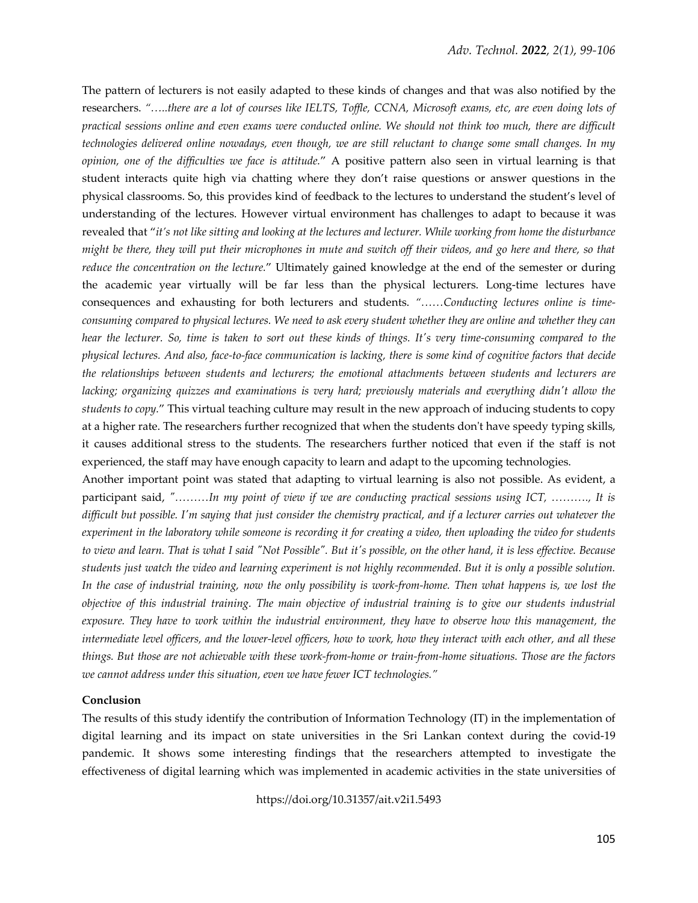The pattern of lecturers is not easily adapted to these kinds of changes and that was also notified by the researchers. *"…..there are a lot of courses like IELTS, Toffle, CCNA, Microsoft exams, etc, are even doing lots of practical sessions online and even exams were conducted online. We should not think too much, there are difficult technologies delivered online nowadays, even though, we are still reluctant to change some small changes. In my opinion, one of the difficulties we face is attitude."* A positive pattern also seen in virtual learning is that student interacts quite high via chatting where they don't raise questions or answer questions in the physical classrooms. So, this provides kind of feedback to the lectures to understand the student's level of understanding of the lectures. However virtual environment has challenges to adapt to because it was revealed that "*it's not like sitting and looking at the lectures and lecturer. While working from home the disturbance might be there, they will put their microphones in mute and switch off their videos, and go here and there, so that reduce the concentration on the lecture.*" Ultimately gained knowledge at the end of the semester or during the academic year virtually will be far less than the physical lecturers. Long-time lectures have consequences and exhausting for both lecturers and students. *"……Conducting lectures online is time-consuming compared to physical lectures. We need to ask every student whether they are online and whether they can hear the lecturer. So, time is taken to sort out these kinds of things. It's very time-consuming compared to the physical lectures. And also, face-to-face communication is lacking, there is some kind of cognitive factors that decide the relationships between students and lecturers; the emotional attachments between students and lecturers are lacking; organizing quizzes and examinations is very hard; previously materials and everything didn't allow the students to copy.*" This virtual teaching culture may result in the new approach of inducing students to copy at a higher rate. The researchers further recognized that when the students don't have speedy typing skills, it causes additional stress to the students. The researchers further noticed that even if the staff is not experienced, the staff may have enough capacity to learn and adapt to the upcoming technologies.

Another important point was stated that adapting to virtual learning is also not possible. As evident, a participant said, *"………In my point of view if we are conducting practical sessions using ICT, ………., It is difficult but possible. I'm saying that just consider the chemistry practical, and if a lecturer carries out whatever the experiment in the laboratory while someone is recording it for creating a video, then uploading the video for students to view and learn. That is what I said "Not Possible". But it's possible, on the other hand, it is less effective. Because students just watch the video and learning experiment is not highly recommended. But it is only a possible solution. In the case of industrial training, now the only possibility is work-from-home. Then what happens is, we lost the objective of this industrial training. The main objective of industrial training is to give our students industrial exposure. They have to work within the industrial environment, they have to observe how this management, the intermediate level officers, and the lower-level officers, how to work, how they interact with each other, and all these things. But those are not achievable with these work-from-home or train-from-home situations. Those are the factors we cannot address under this situation, even we have fewer ICT technologies."*

## Conclusion

The results of this study identify the contribution of Information Technology (IT) in the implementation of digital learning and its impact on state universities in the Sri Lankan context during the covid-19 pandemic. It shows some interesting findings that the researchers attempted to investigate the effectiveness of digital learning which was implemented in academic activities in the state universities of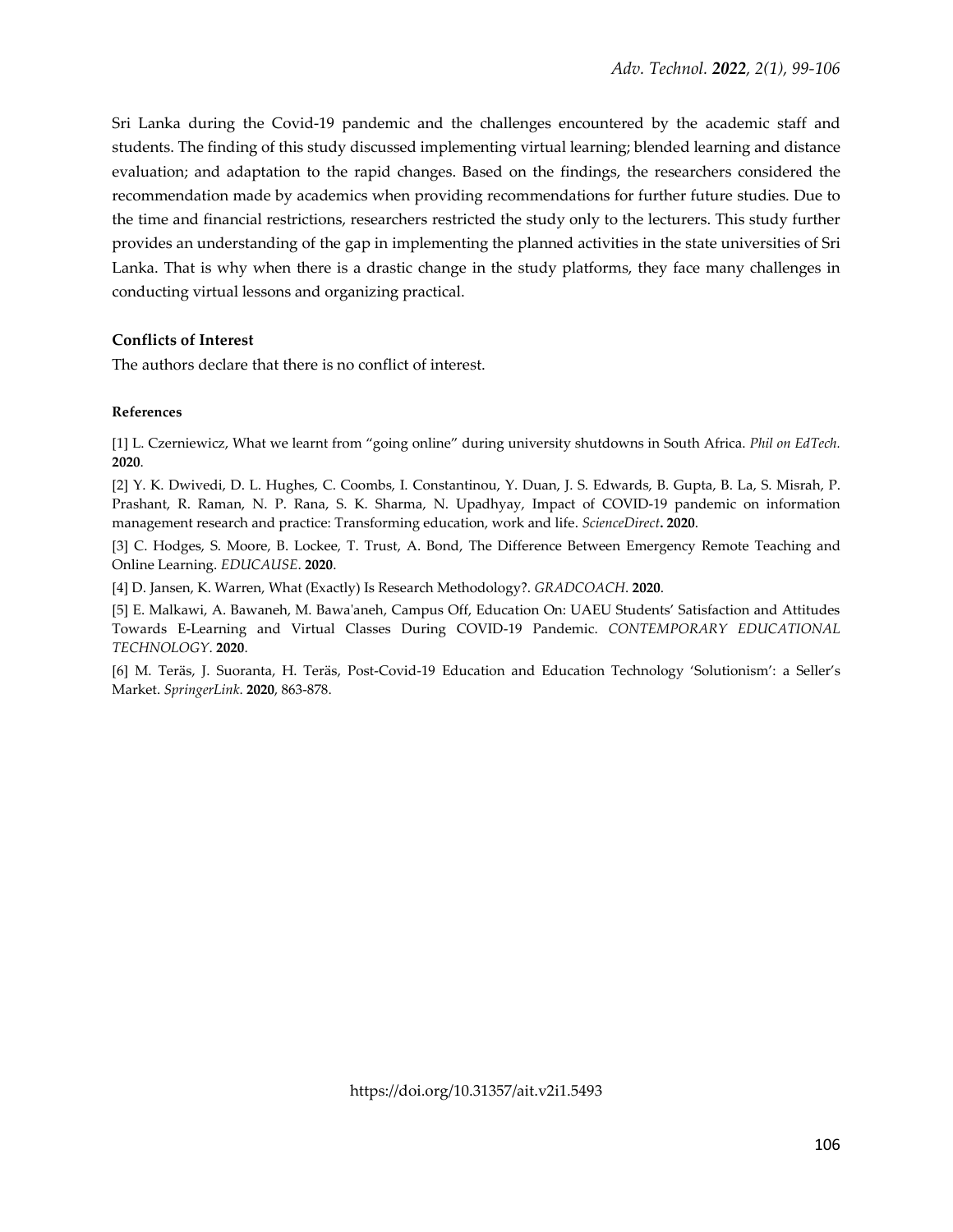Sri Lanka during the Covid-19 pandemic and the challenges encountered by the academic staff and students. The finding of this study discussed implementing virtual learning; blended learning and distance evaluation; and adaptation to the rapid changes. Based on the findings, the researchers considered the recommendation made by academics when providing recommendations for further future studies. Due to the time and financial restrictions, researchers restricted the study only to the lecturers. This study further provides an understanding of the gap in implementing the planned activities in the state universities of Sri Lanka. That is why when there is a drastic change in the study platforms, they face many challenges in conducting virtual lessons and organizing practical.

**Conflicts of Interest**

The authors declare that there is no conflict of interest.

**References**

[1] L. Czerniewicz, What we learnt from “going online” during university shutdowns in South Africa. *Phil on EdTech.* **2020**.

[2] Y. K. Dwivedi, D. L. Hughes, C. Coombs, I. Constantinou, Y. Duan, J. S. Edwards, B. Gupta, B. La, S. Misrah, P. Prashant, R. Raman, N. P. Rana, S. K. Sharma, N. Upadhyay, Impact of COVID-19 pandemic on information management research and practice: Transforming education, work and life. *ScienceDirect***. 2020**.

[3] C. Hodges, S. Moore, B. Lockee, T. Trust, A. Bond, The Difference Between Emergency Remote Teaching and Online Learning. *EDUCAUSE*. **2020**.

[4] D. Jansen, K. Warren, What (Exactly) Is Research Methodology?. *GRADCOACH*. **2020**.

[5] E. Malkawi, A. Bawaneh, M. Bawa'aneh, Campus Off, Education On: UAEU Students’ Satisfaction and Attitudes Towards E-Learning and Virtual Classes During COVID-19 Pandemic. *CONTEMPORARY EDUCATIONAL TECHNOLOGY*. **2020**.

[6] M. Teräs, J. Suoranta, H. Teräs, Post-Covid-19 Education and Education Technology ‘Solutionism’: a Seller’s Market. *SpringerLink*. **2020**, 863-878.

https://doi.org/10.31357/ait.v2i1.5493